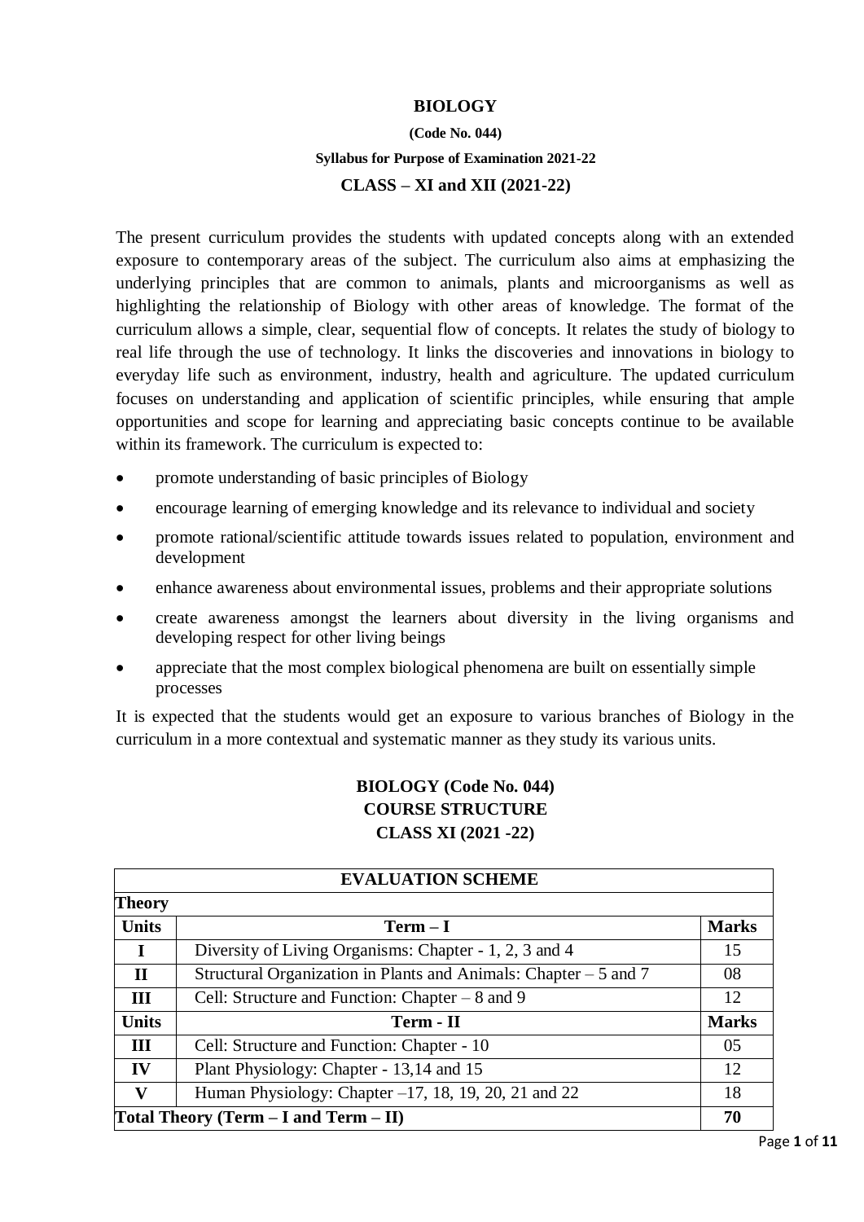# BIOLOGY

**(Code No. 044)**

**Syllabus for Purpose of Examination 2021-22**

**CLASS – XI and XII (2021-22)**

The present curriculum provides the students with updated concepts along with an extended exposure to contemporary areas of the subject. The curriculum also aims at emphasizing the underlying principles that are common to animals, plants and microorganisms as well as highlighting the relationship of Biology with other areas of knowledge. The format of the curriculum allows a simple, clear, sequential flow of concepts. It relates the study of biology to real life through the use of technology. It links the discoveries and innovations in biology to everyday life such as environment, industry, health and agriculture. The updated curriculum focuses on understanding and application of scientific principles, while ensuring that ample opportunities and scope for learning and appreciating basic concepts continue to be available within its framework. The curriculum is expected to:

- promote understanding of basic principles of Biology
- encourage learning of emerging knowledge and its relevance to individual and society
- promote rational/scientific attitude towards issues related to population, environment and development
- enhance awareness about environmental issues, problems and their appropriate solutions
- create awareness amongst the learners about diversity in the living organisms and developing respect for other living beings
- appreciate that the most complex biological phenomena are built on essentially simple processes

It is expected that the students would get an exposure to various branches of Biology in the curriculum in a more contextual and systematic manner as they study its various units.

## BIOLOGY (Code No. 044)
## COURSE STRUCTURE
## CLASS XI (2021 -22)

| EVALUATION SCHEME | | |
|---|---|---|
| **Theory** | | |
| **Units** | **Term – I** | **Marks** |
| **I** | Diversity of Living Organisms: Chapter - 1, 2, 3 and 4 | 15 |
| **II** | Structural Organization in Plants and Animals: Chapter – 5 and 7 | 08 |
| **III** | Cell: Structure and Function: Chapter – 8 and 9 | 12 |
| **Units** | **Term - II** | **Marks** |
| **III** | Cell: Structure and Function: Chapter - 10 | 05 |
| **IV** | Plant Physiology: Chapter - 13,14 and 15 | 12 |
| **V** | Human Physiology: Chapter –17, 18, 19, 20, 21 and 22 | 18 |
| **Total Theory (Term – I and Term – II)** | | **70** |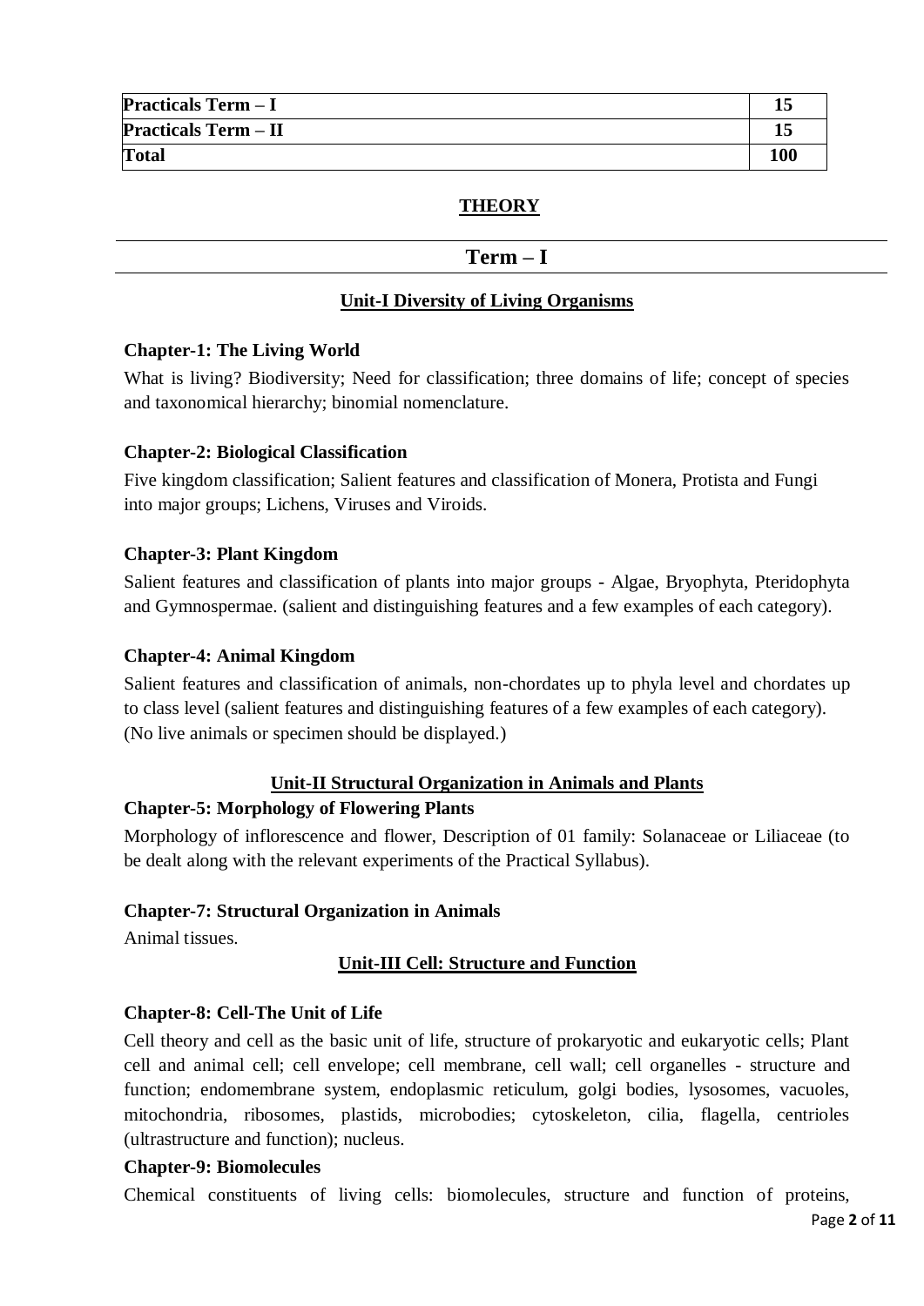| Practicals Term – I | 15 |
|---|---|
| **Practicals Term – II** | **15** |
| **Total** | **100** |

## THEORY

## Term – I

### Unit-I Diversity of Living Organisms

**Chapter-1: The Living World**

What is living? Biodiversity; Need for classification; three domains of life; concept of species and taxonomical hierarchy; binomial nomenclature.

**Chapter-2: Biological Classification**

Five kingdom classification; Salient features and classification of Monera, Protista and Fungi into major groups; Lichens, Viruses and Viroids.

**Chapter-3: Plant Kingdom**

Salient features and classification of plants into major groups - Algae, Bryophyta, Pteridophyta and Gymnospermae. (salient and distinguishing features and a few examples of each category).

**Chapter-4: Animal Kingdom**

Salient features and classification of animals, non-chordates up to phyla level and chordates up to class level (salient features and distinguishing features of a few examples of each category). (No live animals or specimen should be displayed.)

### Unit-II Structural Organization in Animals and Plants

**Chapter-5: Morphology of Flowering Plants**

Morphology of inflorescence and flower, Description of 01 family: Solanaceae or Liliaceae (to be dealt along with the relevant experiments of the Practical Syllabus).

**Chapter-7: Structural Organization in Animals**

Animal tissues.

### Unit-III Cell: Structure and Function

**Chapter-8: Cell-The Unit of Life**

Cell theory and cell as the basic unit of life, structure of prokaryotic and eukaryotic cells; Plant cell and animal cell; cell envelope; cell membrane, cell wall; cell organelles - structure and function; endomembrane system, endoplasmic reticulum, golgi bodies, lysosomes, vacuoles, mitochondria, ribosomes, plastids, microbodies; cytoskeleton, cilia, flagella, centrioles (ultrastructure and function); nucleus.

**Chapter-9: Biomolecules**

Chemical constituents of living cells: biomolecules, structure and function of proteins,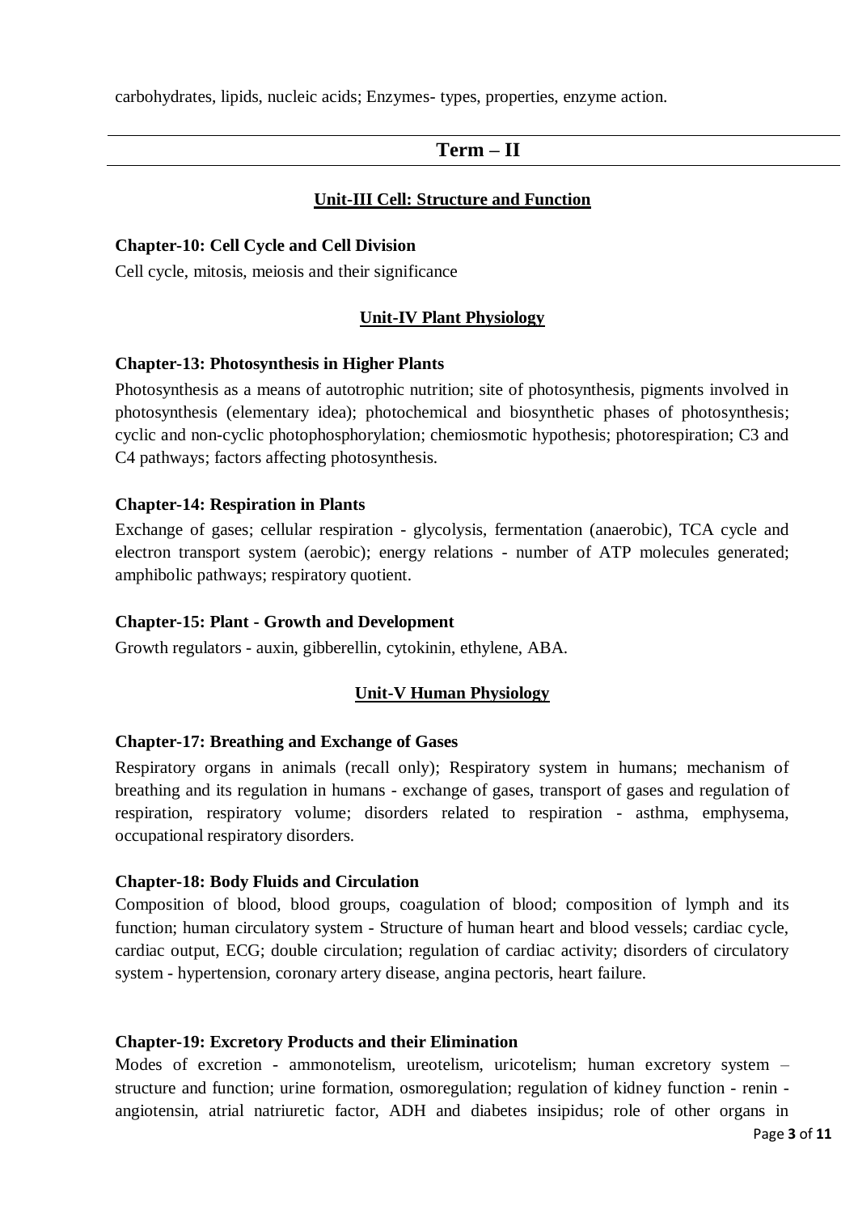carbohydrates, lipids, nucleic acids; Enzymes- types, properties, enzyme action.

---

## Term – II

---

### Unit-III Cell: Structure and Function

**Chapter-10: Cell Cycle and Cell Division**

Cell cycle, mitosis, meiosis and their significance

### Unit-IV Plant Physiology

**Chapter-13: Photosynthesis in Higher Plants**

Photosynthesis as a means of autotrophic nutrition; site of photosynthesis, pigments involved in photosynthesis (elementary idea); photochemical and biosynthetic phases of photosynthesis; cyclic and non-cyclic photophosphorylation; chemiosmotic hypothesis; photorespiration; C3 and C4 pathways; factors affecting photosynthesis.

**Chapter-14: Respiration in Plants**

Exchange of gases; cellular respiration - glycolysis, fermentation (anaerobic), TCA cycle and electron transport system (aerobic); energy relations - number of ATP molecules generated; amphibolic pathways; respiratory quotient.

**Chapter-15: Plant - Growth and Development**

Growth regulators - auxin, gibberellin, cytokinin, ethylene, ABA.

### Unit-V Human Physiology

**Chapter-17: Breathing and Exchange of Gases**

Respiratory organs in animals (recall only); Respiratory system in humans; mechanism of breathing and its regulation in humans - exchange of gases, transport of gases and regulation of respiration, respiratory volume; disorders related to respiration - asthma, emphysema, occupational respiratory disorders.

**Chapter-18: Body Fluids and Circulation**

Composition of blood, blood groups, coagulation of blood; composition of lymph and its function; human circulatory system - Structure of human heart and blood vessels; cardiac cycle, cardiac output, ECG; double circulation; regulation of cardiac activity; disorders of circulatory system - hypertension, coronary artery disease, angina pectoris, heart failure.

**Chapter-19: Excretory Products and their Elimination**

Modes of excretion - ammonotelism, ureotelism, uricotelism; human excretory system – structure and function; urine formation, osmoregulation; regulation of kidney function - renin - angiotensin, atrial natriuretic factor, ADH and diabetes insipidus; role of other organs in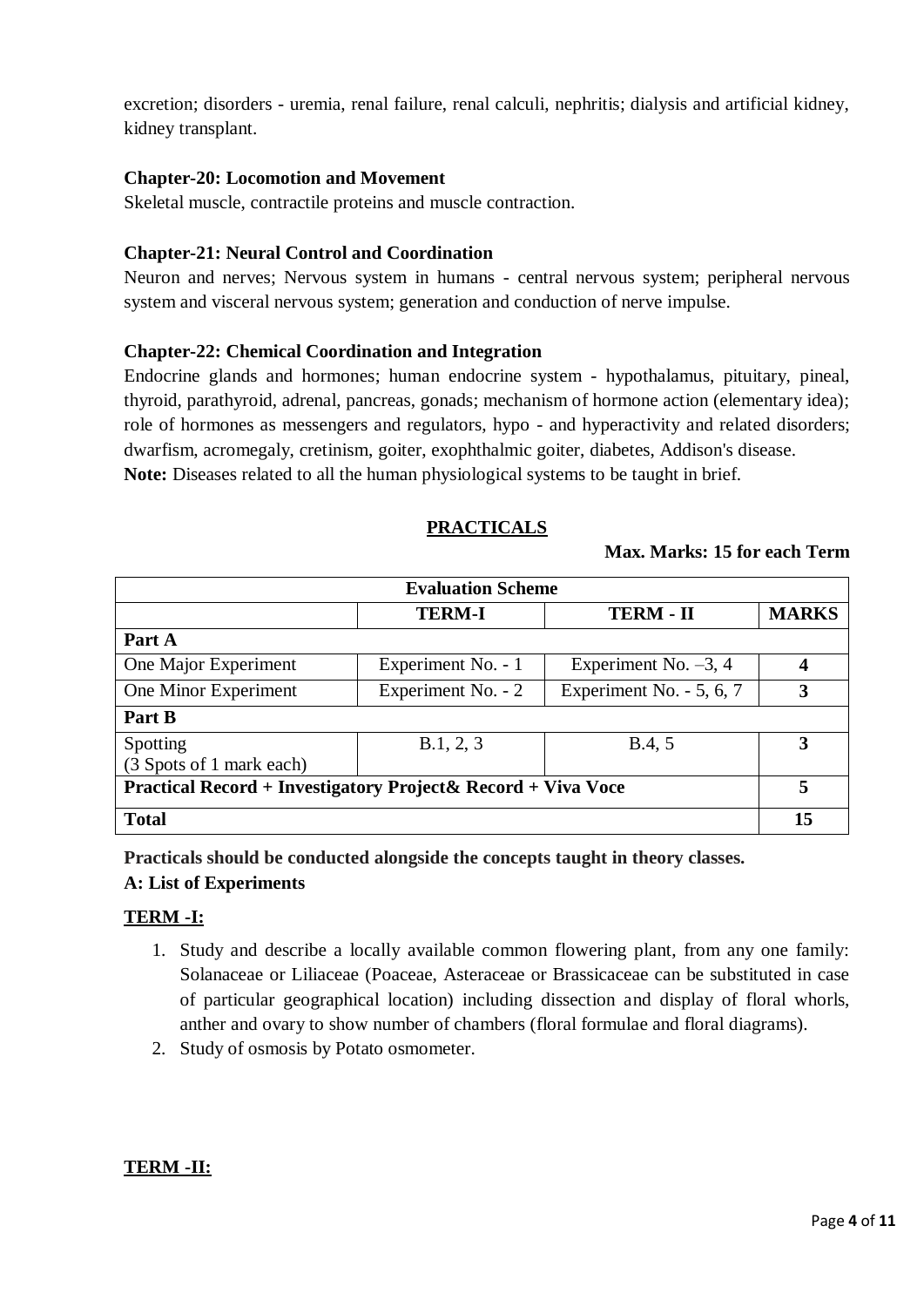excretion; disorders - uremia, renal failure, renal calculi, nephritis; dialysis and artificial kidney, kidney transplant.

**Chapter-20: Locomotion and Movement**

Skeletal muscle, contractile proteins and muscle contraction.

**Chapter-21: Neural Control and Coordination**

Neuron and nerves; Nervous system in humans - central nervous system; peripheral nervous system and visceral nervous system; generation and conduction of nerve impulse.

**Chapter-22: Chemical Coordination and Integration**

Endocrine glands and hormones; human endocrine system - hypothalamus, pituitary, pineal, thyroid, parathyroid, adrenal, pancreas, gonads; mechanism of hormone action (elementary idea); role of hormones as messengers and regulators, hypo - and hyperactivity and related disorders; dwarfism, acromegaly, cretinism, goiter, exophthalmic goiter, diabetes, Addison's disease.

**Note:** Diseases related to all the human physiological systems to be taught in brief.

## PRACTICALS

**Max. Marks: 15 for each Term**

| Evaluation Scheme | | | |
|---|---|---|---|
| | **TERM-I** | **TERM - II** | **MARKS** |
| **Part A** | | | |
| One Major Experiment | Experiment No. - 1 | Experiment No. –3, 4 | **4** |
| One Minor Experiment | Experiment No. - 2 | Experiment No. - 5, 6, 7 | **3** |
| **Part B** | | | |
| Spotting (3 Spots of 1 mark each) | B.1, 2, 3 | B.4, 5 | **3** |
| **Practical Record + Investigatory Project& Record + Viva Voce** | | | **5** |
| **Total** | | | **15** |

**Practicals should be conducted alongside the concepts taught in theory classes.**

**A: List of Experiments**

**TERM -I:**

1. Study and describe a locally available common flowering plant, from any one family: Solanaceae or Liliaceae (Poaceae, Asteraceae or Brassicaceae can be substituted in case of particular geographical location) including dissection and display of floral whorls, anther and ovary to show number of chambers (floral formulae and floral diagrams).
2. Study of osmosis by Potato osmometer.

**TERM -II:**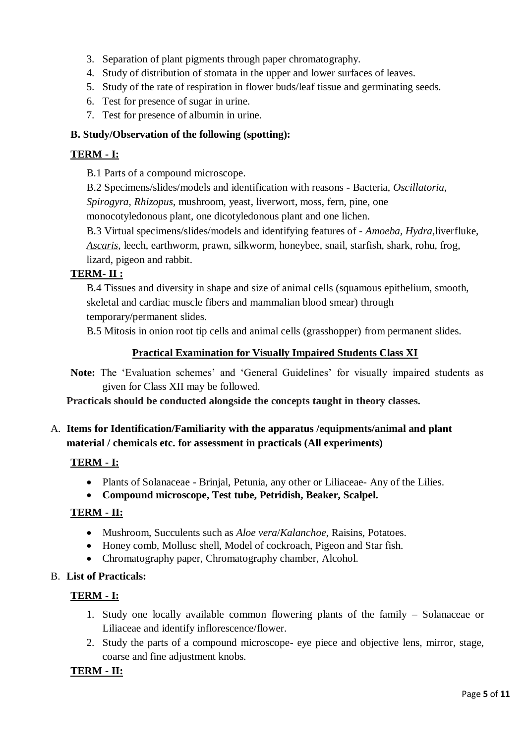3. Separation of plant pigments through paper chromatography.
4. Study of distribution of stomata in the upper and lower surfaces of leaves.
5. Study of the rate of respiration in flower buds/leaf tissue and germinating seeds.
6. Test for presence of sugar in urine.
7. Test for presence of albumin in urine.

**B. Study/Observation of the following (spotting):**

**TERM - I:**

B.1 Parts of a compound microscope.

B.2 Specimens/slides/models and identification with reasons - Bacteria, *Oscillatoria, Spirogyra, Rhizopus*, mushroom, yeast, liverwort, moss, fern, pine, one monocotyledonous plant, one dicotyledonous plant and one lichen.

B.3 Virtual specimens/slides/models and identifying features of - *Amoeba, Hydra,*liverfluke, *Ascaris*, leech, earthworm, prawn, silkworm, honeybee, snail, starfish, shark, rohu, frog, lizard, pigeon and rabbit.

**TERM- II :**

B.4 Tissues and diversity in shape and size of animal cells (squamous epithelium, smooth, skeletal and cardiac muscle fibers and mammalian blood smear) through temporary/permanent slides.

B.5 Mitosis in onion root tip cells and animal cells (grasshopper) from permanent slides.

## Practical Examination for Visually Impaired Students Class XI

**Note:** The 'Evaluation schemes' and 'General Guidelines' for visually impaired students as given for Class XII may be followed.

**Practicals should be conducted alongside the concepts taught in theory classes.**

A. **Items for Identification/Familiarity with the apparatus /equipments/animal and plant material / chemicals etc. for assessment in practicals (All experiments)**

**TERM - I:**

- Plants of Solanaceae - Brinjal, Petunia, any other or Liliaceae- Any of the Lilies.
- **Compound microscope, Test tube, Petridish, Beaker, Scalpel.**

**TERM - II:**

- Mushroom, Succulents such as *Aloe vera*/*Kalanchoe*, Raisins, Potatoes.
- Honey comb, Mollusc shell, Model of cockroach, Pigeon and Star fish.
- Chromatography paper, Chromatography chamber, Alcohol.

B. **List of Practicals:**

**TERM - I:**

1. Study one locally available common flowering plants of the family – Solanaceae or Liliaceae and identify inflorescence/flower.
2. Study the parts of a compound microscope- eye piece and objective lens, mirror, stage, coarse and fine adjustment knobs.

**TERM - II:**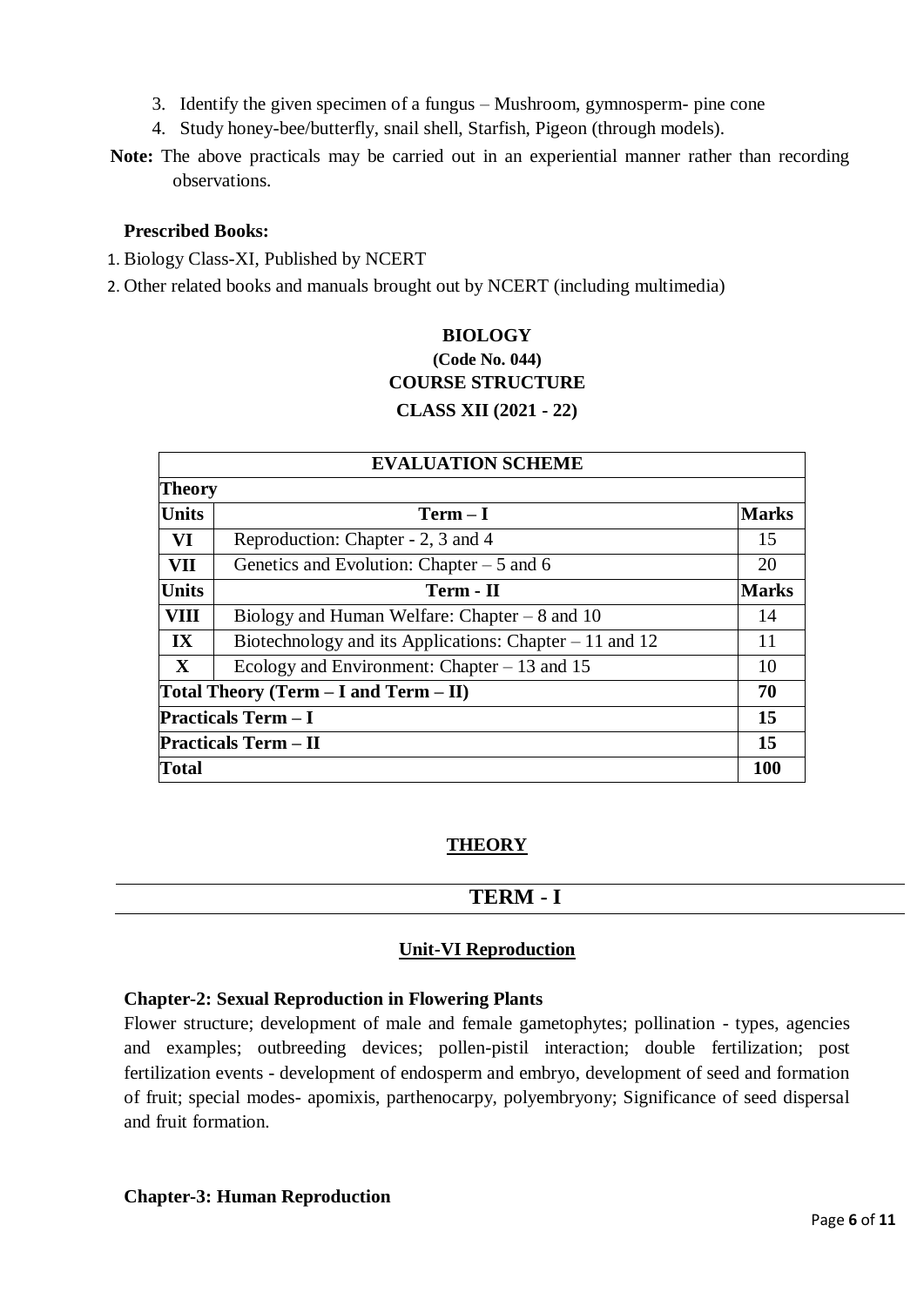3. Identify the given specimen of a fungus – Mushroom, gymnosperm- pine cone
4. Study honey-bee/butterfly, snail shell, Starfish, Pigeon (through models).

**Note:** The above practicals may be carried out in an experiential manner rather than recording observations.

**Prescribed Books:**

1. Biology Class-XI, Published by NCERT
2. Other related books and manuals brought out by NCERT (including multimedia)

## BIOLOGY
### (Code No. 044)
### COURSE STRUCTURE
### CLASS XII (2021 - 22)

| EVALUATION SCHEME | | |
|---|---|---|
| **Theory** | | |
| **Units** | **Term – I** | **Marks** |
| **VI** | Reproduction: Chapter - 2, 3 and 4 | 15 |
| **VII** | Genetics and Evolution: Chapter – 5 and 6 | 20 |
| **Units** | **Term - II** | **Marks** |
| **VIII** | Biology and Human Welfare: Chapter – 8 and 10 | 14 |
| **IX** | Biotechnology and its Applications: Chapter – 11 and 12 | 11 |
| **X** | Ecology and Environment: Chapter – 13 and 15 | 10 |
| **Total Theory (Term – I and Term – II)** | | **70** |
| **Practicals Term – I** | | **15** |
| **Practicals Term – II** | | **15** |
| **Total** | | **100** |

## THEORY

## TERM - I

### Unit-VI Reproduction

**Chapter-2: Sexual Reproduction in Flowering Plants**

Flower structure; development of male and female gametophytes; pollination - types, agencies and examples; outbreeding devices; pollen-pistil interaction; double fertilization; post fertilization events - development of endosperm and embryo, development of seed and formation of fruit; special modes- apomixis, parthenocarpy, polyembryony; Significance of seed dispersal and fruit formation.

**Chapter-3: Human Reproduction**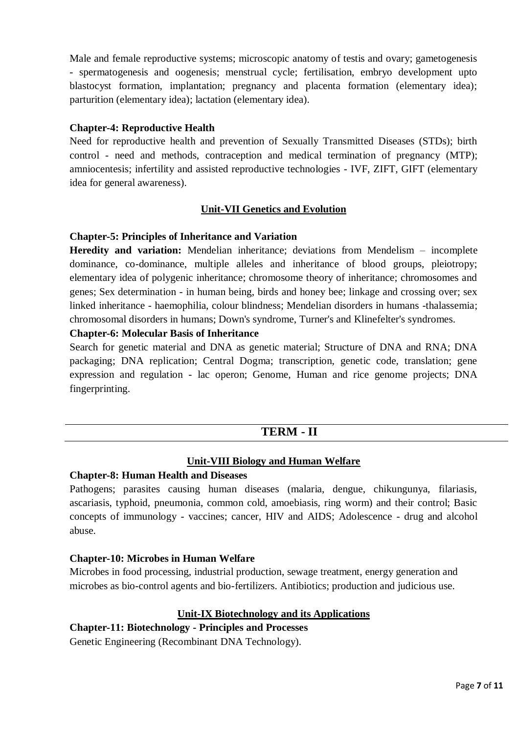Male and female reproductive systems; microscopic anatomy of testis and ovary; gametogenesis - spermatogenesis and oogenesis; menstrual cycle; fertilisation, embryo development upto blastocyst formation, implantation; pregnancy and placenta formation (elementary idea); parturition (elementary idea); lactation (elementary idea).

**Chapter-4: Reproductive Health**

Need for reproductive health and prevention of Sexually Transmitted Diseases (STDs); birth control - need and methods, contraception and medical termination of pregnancy (MTP); amniocentesis; infertility and assisted reproductive technologies - IVF, ZIFT, GIFT (elementary idea for general awareness).

## Unit-VII Genetics and Evolution

**Chapter-5: Principles of Inheritance and Variation**

**Heredity and variation:** Mendelian inheritance; deviations from Mendelism – incomplete dominance, co-dominance, multiple alleles and inheritance of blood groups, pleiotropy; elementary idea of polygenic inheritance; chromosome theory of inheritance; chromosomes and genes; Sex determination - in human being, birds and honey bee; linkage and crossing over; sex linked inheritance - haemophilia, colour blindness; Mendelian disorders in humans -thalassemia; chromosomal disorders in humans; Down's syndrome, Turner's and Klinefelter's syndromes.

**Chapter-6: Molecular Basis of Inheritance**

Search for genetic material and DNA as genetic material; Structure of DNA and RNA; DNA packaging; DNA replication; Central Dogma; transcription, genetic code, translation; gene expression and regulation - lac operon; Genome, Human and rice genome projects; DNA fingerprinting.

---

# TERM - II

---

## Unit-VIII Biology and Human Welfare

**Chapter-8: Human Health and Diseases**

Pathogens; parasites causing human diseases (malaria, dengue, chikungunya, filariasis, ascariasis, typhoid, pneumonia, common cold, amoebiasis, ring worm) and their control; Basic concepts of immunology - vaccines; cancer, HIV and AIDS; Adolescence - drug and alcohol abuse.

**Chapter-10: Microbes in Human Welfare**

Microbes in food processing, industrial production, sewage treatment, energy generation and microbes as bio-control agents and bio-fertilizers. Antibiotics; production and judicious use.

## Unit-IX Biotechnology and its Applications

**Chapter-11: Biotechnology - Principles and Processes**

Genetic Engineering (Recombinant DNA Technology).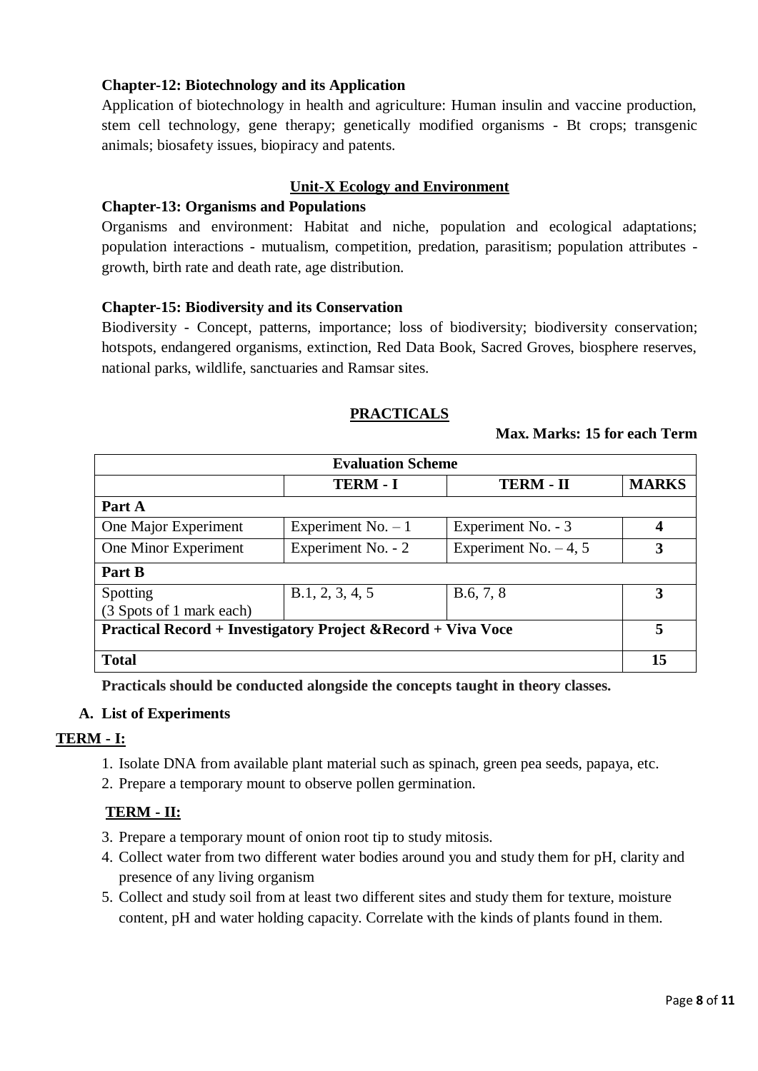**Chapter-12: Biotechnology and its Application**

Application of biotechnology in health and agriculture: Human insulin and vaccine production, stem cell technology, gene therapy; genetically modified organisms - Bt crops; transgenic animals; biosafety issues, biopiracy and patents.

## Unit-X Ecology and Environment

**Chapter-13: Organisms and Populations**

Organisms and environment: Habitat and niche, population and ecological adaptations; population interactions - mutualism, competition, predation, parasitism; population attributes - growth, birth rate and death rate, age distribution.

**Chapter-15: Biodiversity and its Conservation**

Biodiversity - Concept, patterns, importance; loss of biodiversity; biodiversity conservation; hotspots, endangered organisms, extinction, Red Data Book, Sacred Groves, biosphere reserves, national parks, wildlife, sanctuaries and Ramsar sites.

## PRACTICALS

**Max. Marks: 15 for each Term**

| Evaluation Scheme | | | |
|---|---|---|---|
| | **TERM - I** | **TERM - II** | **MARKS** |
| **Part A** | | | |
| One Major Experiment | Experiment No. – 1 | Experiment No. - 3 | **4** |
| One Minor Experiment | Experiment No. - 2 | Experiment No. – 4, 5 | **3** |
| **Part B** | | | |
| Spotting (3 Spots of 1 mark each) | B.1, 2, 3, 4, 5 | B.6, 7, 8 | **3** |
| **Practical Record + Investigatory Project &Record + Viva Voce** | | | **5** |
| **Total** | | | **15** |

**Practicals should be conducted alongside the concepts taught in theory classes.**

**A. List of Experiments**

**TERM - I:**

1. Isolate DNA from available plant material such as spinach, green pea seeds, papaya, etc.
2. Prepare a temporary mount to observe pollen germination.

**TERM - II:**

3. Prepare a temporary mount of onion root tip to study mitosis.
4. Collect water from two different water bodies around you and study them for pH, clarity and presence of any living organism
5. Collect and study soil from at least two different sites and study them for texture, moisture content, pH and water holding capacity. Correlate with the kinds of plants found in them.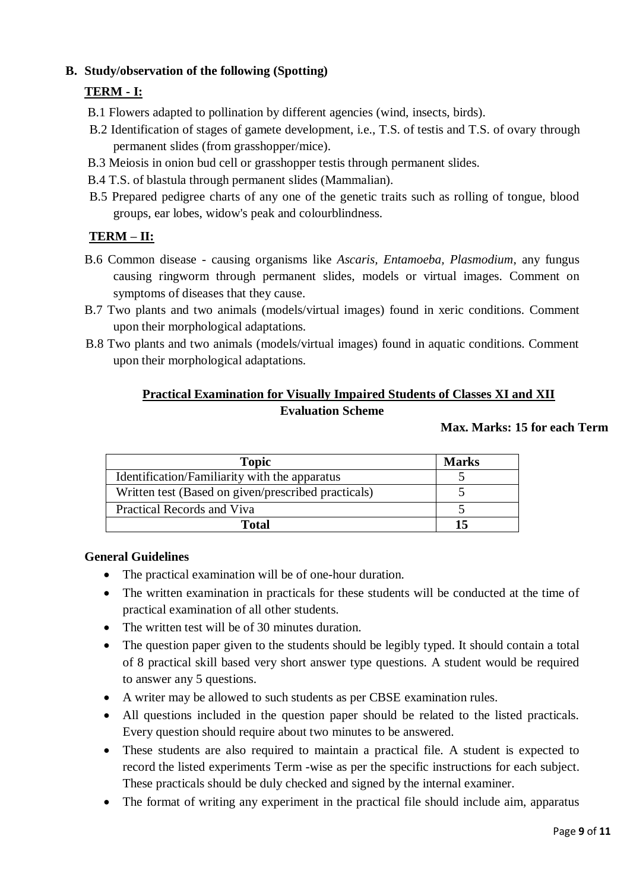**B. Study/observation of the following (Spotting)**

**TERM - I:**

B.1 Flowers adapted to pollination by different agencies (wind, insects, birds).

B.2 Identification of stages of gamete development, i.e., T.S. of testis and T.S. of ovary through permanent slides (from grasshopper/mice).

B.3 Meiosis in onion bud cell or grasshopper testis through permanent slides.

B.4 T.S. of blastula through permanent slides (Mammalian).

B.5 Prepared pedigree charts of any one of the genetic traits such as rolling of tongue, blood groups, ear lobes, widow's peak and colourblindness.

**TERM – II:**

B.6 Common disease - causing organisms like *Ascaris, Entamoeba, Plasmodium*, any fungus causing ringworm through permanent slides, models or virtual images. Comment on symptoms of diseases that they cause.

B.7 Two plants and two animals (models/virtual images) found in xeric conditions. Comment upon their morphological adaptations.

B.8 Two plants and two animals (models/virtual images) found in aquatic conditions. Comment upon their morphological adaptations.

**Practical Examination for Visually Impaired Students of Classes XI and XII**

**Evaluation Scheme**

**Max. Marks: 15 for each Term**

| Topic | Marks |
|---|---|
| Identification/Familiarity with the apparatus | 5 |
| Written test (Based on given/prescribed practicals) | 5 |
| Practical Records and Viva | 5 |
| **Total** | **15** |

**General Guidelines**

- The practical examination will be of one-hour duration.
- The written examination in practicals for these students will be conducted at the time of practical examination of all other students.
- The written test will be of 30 minutes duration.
- The question paper given to the students should be legibly typed. It should contain a total of 8 practical skill based very short answer type questions. A student would be required to answer any 5 questions.
- A writer may be allowed to such students as per CBSE examination rules.
- All questions included in the question paper should be related to the listed practicals. Every question should require about two minutes to be answered.
- These students are also required to maintain a practical file. A student is expected to record the listed experiments Term -wise as per the specific instructions for each subject. These practicals should be duly checked and signed by the internal examiner.
- The format of writing any experiment in the practical file should include aim, apparatus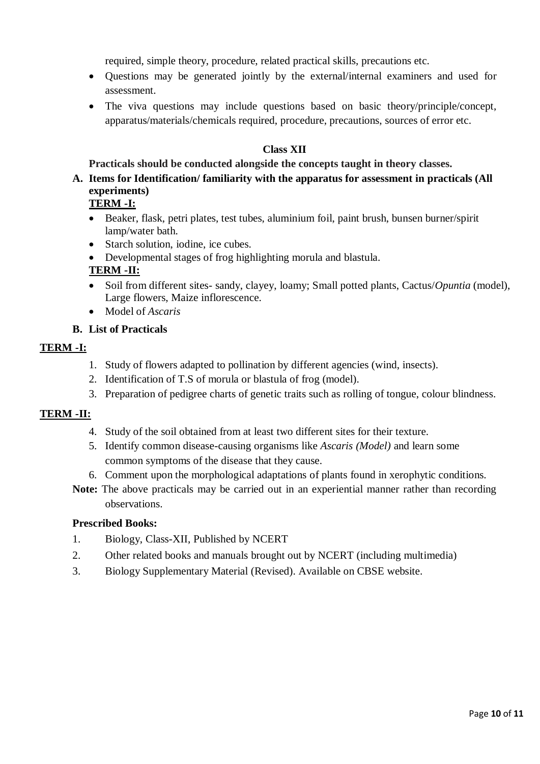required, simple theory, procedure, related practical skills, precautions etc.

- Questions may be generated jointly by the external/internal examiners and used for assessment.
- The viva questions may include questions based on basic theory/principle/concept, apparatus/materials/chemicals required, procedure, precautions, sources of error etc.

## Class XII

**Practicals should be conducted alongside the concepts taught in theory classes.**

**A. Items for Identification/ familiarity with the apparatus for assessment in practicals (All experiments)**

**TERM -I:**

- Beaker, flask, petri plates, test tubes, aluminium foil, paint brush, bunsen burner/spirit lamp/water bath.
- Starch solution, iodine, ice cubes.
- Developmental stages of frog highlighting morula and blastula.

**TERM -II:**

- Soil from different sites- sandy, clayey, loamy; Small potted plants, Cactus/*Opuntia* (model), Large flowers, Maize inflorescence.
- Model of *Ascaris*

**B. List of Practicals**

**TERM -I:**

1. Study of flowers adapted to pollination by different agencies (wind, insects).
2. Identification of T.S of morula or blastula of frog (model).
3. Preparation of pedigree charts of genetic traits such as rolling of tongue, colour blindness.

**TERM -II:**

4. Study of the soil obtained from at least two different sites for their texture.
5. Identify common disease-causing organisms like *Ascaris (Model)* and learn some common symptoms of the disease that they cause.
6. Comment upon the morphological adaptations of plants found in xerophytic conditions.

**Note:** The above practicals may be carried out in an experiential manner rather than recording observations.

**Prescribed Books:**

1. Biology, Class-XII, Published by NCERT
2. Other related books and manuals brought out by NCERT (including multimedia)
3. Biology Supplementary Material (Revised). Available on CBSE website.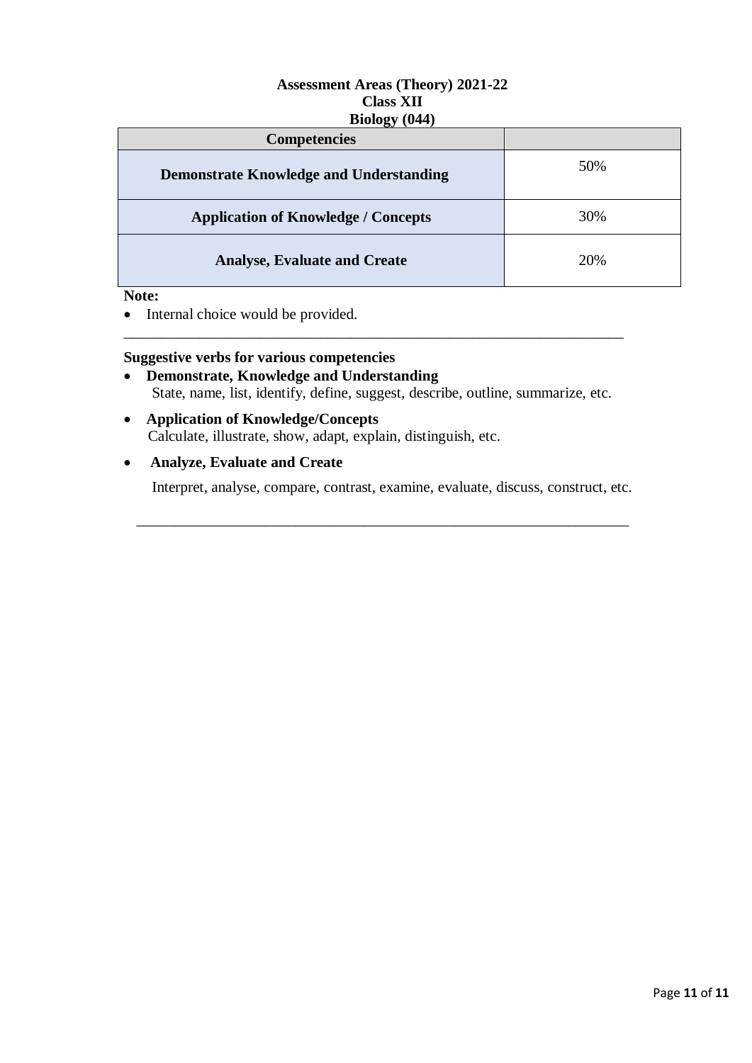**Assessment Areas (Theory) 2021-22**
**Class XII**
**Biology (044)**

| Competencies | |
|---|---|
| **Demonstrate Knowledge and Understanding** | 50% |
| **Application of Knowledge / Concepts** | 30% |
| **Analyse, Evaluate and Create** | 20% |

**Note:**

- Internal choice would be provided.

---

**Suggestive verbs for various competencies**

- **Demonstrate, Knowledge and Understanding**
  State, name, list, identify, define, suggest, describe, outline, summarize, etc.
- **Application of Knowledge/Concepts**
  Calculate, illustrate, show, adapt, explain, distinguish, etc.
- **Analyze, Evaluate and Create**
  Interpret, analyse, compare, contrast, examine, evaluate, discuss, construct, etc.

---